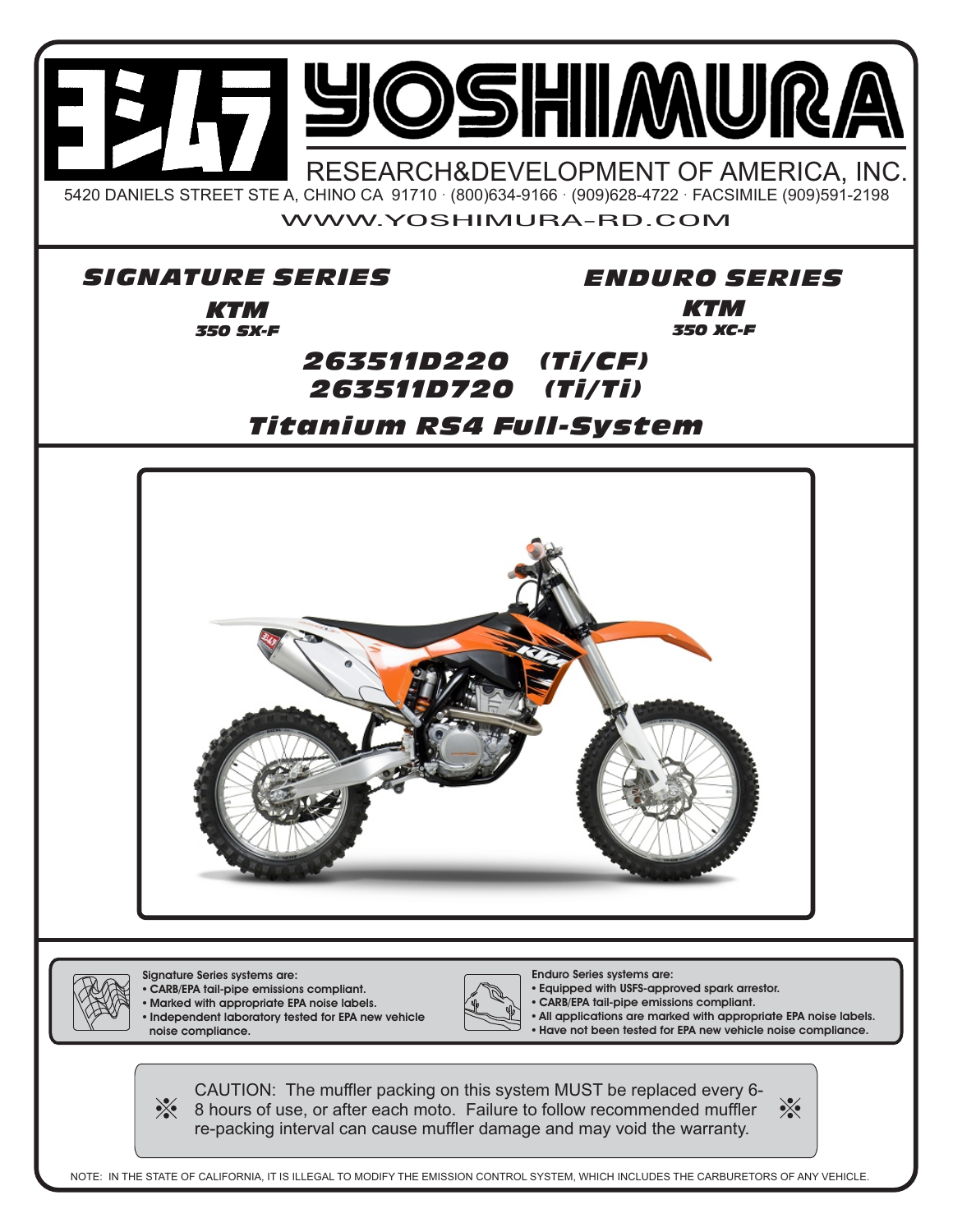# YOSHIMURA

RESEARCH&DEVELOPMENT OF AMERICA, INC.

5420 DANIELS STREET STE A, CHINO CA 91710 · (800)634-9166 · (909)628-4722 · FACSIMILE (909)591-2198

WWW.YOSHIMURA-RD.COM

## SIGNATURE SERIES

### KTM

**350 SX-F**

## ENDURO SERIES

### KTM

**350 XC-F**

## 263511D220 (Ti/CF)
## 263511D720 (Ti/Ti)

## Titanium RS4 Full-System

**Signature Series systems are:**

- CARB/EPA tail-pipe emissions compliant.
- Marked with appropriate EPA noise labels.
- Independent laboratory tested for EPA new vehicle noise compliance.

**Enduro Series systems are:**

- Equipped with USFS-approved spark arrestor.
- CARB/EPA tail-pipe emissions compliant.
- All applications are marked with appropriate EPA noise labels.
- Have not been tested for EPA new vehicle noise compliance.

※ CAUTION: The muffler packing on this system MUST be replaced every 6-8 hours of use, or after each moto. Failure to follow recommended muffler re-packing interval can cause muffler damage and may void the warranty. ※

NOTE: IN THE STATE OF CALIFORNIA, IT IS ILLEGAL TO MODIFY THE EMISSION CONTROL SYSTEM, WHICH INCLUDES THE CARBURETORS OF ANY VEHICLE.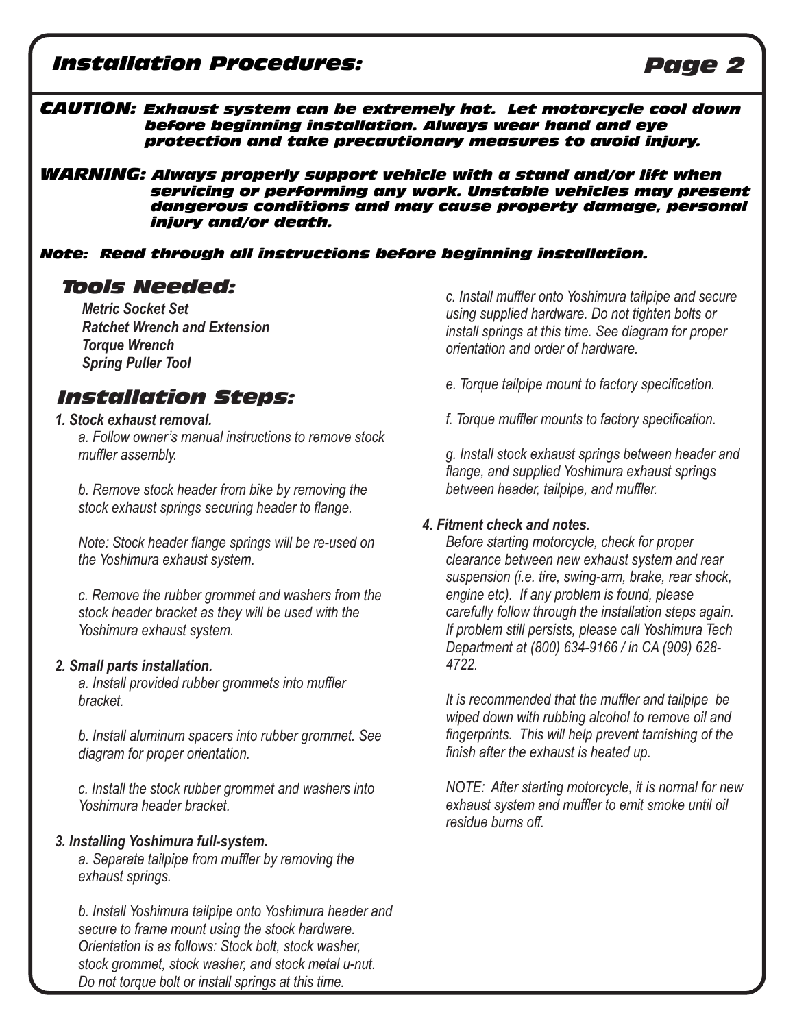## Installation Procedures:

***CAUTION:*** ***Exhaust system can be extremely hot. Let motorcycle cool down before beginning installation. Always wear hand and eye protection and take precautionary measures to avoid injury.***

***WARNING:*** ***Always properly support vehicle with a stand and/or lift when servicing or performing any work. Unstable vehicles may present dangerous conditions and may cause property damage, personal injury and/or death.***

***Note: Read through all instructions before beginning installation.***

### Tools Needed:

***Metric Socket Set***
***Ratchet Wrench and Extension***
***Torque Wrench***
***Spring Puller Tool***

### Installation Steps:

***1. Stock exhaust removal.***

*a. Follow owner's manual instructions to remove stock muffler assembly.*

*b. Remove stock header from bike by removing the stock exhaust springs securing header to flange.*

*Note: Stock header flange springs will be re-used on the Yoshimura exhaust system.*

*c. Remove the rubber grommet and washers from the stock header bracket as they will be used with the Yoshimura exhaust system.*

***2. Small parts installation.***

*a. Install provided rubber grommets into muffler bracket.*

*b. Install aluminum spacers into rubber grommet. See diagram for proper orientation.*

*c. Install the stock rubber grommet and washers into Yoshimura header bracket.*

***3. Installing Yoshimura full-system.***

*a. Separate tailpipe from muffler by removing the exhaust springs.*

*b. Install Yoshimura tailpipe onto Yoshimura header and secure to frame mount using the stock hardware. Orientation is as follows: Stock bolt, stock washer, stock grommet, stock washer, and stock metal u-nut. Do not torque bolt or install springs at this time.*

*c. Install muffler onto Yoshimura tailpipe and secure using supplied hardware. Do not tighten bolts or install springs at this time. See diagram for proper orientation and order of hardware.*

*e. Torque tailpipe mount to factory specification.*

*f. Torque muffler mounts to factory specification.*

*g. Install stock exhaust springs between header and flange, and supplied Yoshimura exhaust springs between header, tailpipe, and muffler.*

***4. Fitment check and notes.***

*Before starting motorcycle, check for proper clearance between new exhaust system and rear suspension (i.e. tire, swing-arm, brake, rear shock, engine etc). If any problem is found, please carefully follow through the installation steps again. If problem still persists, please call Yoshimura Tech Department at (800) 634-9166 / in CA (909) 628-4722.*

*It is recommended that the muffler and tailpipe be wiped down with rubbing alcohol to remove oil and fingerprints. This will help prevent tarnishing of the finish after the exhaust is heated up.*

*NOTE: After starting motorcycle, it is normal for new exhaust system and muffler to emit smoke until oil residue burns off.*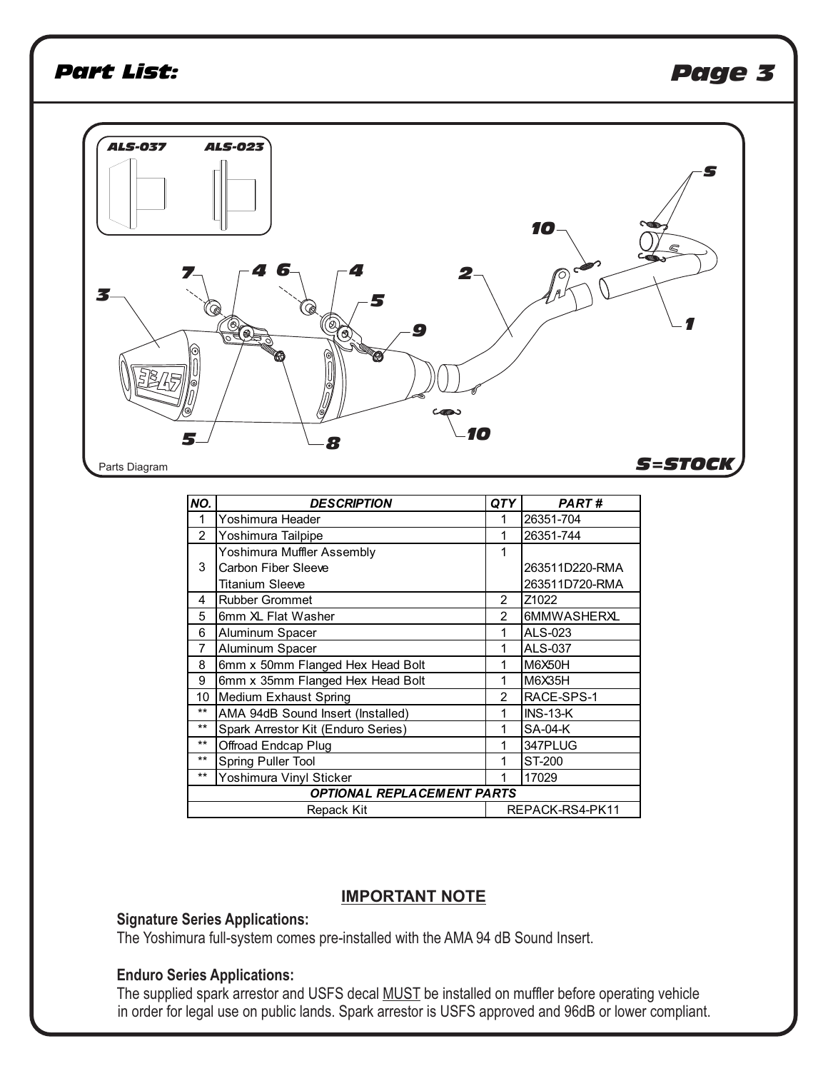## Part List:

ALS-037 ALS-023

S

10

7 4 6 4 2

3 5

9

1

5 8 10

Parts Diagram S=STOCK

| NO. | DESCRIPTION | QTY | PART # |
|---|---|---|---|
| 1 | Yoshimura Header | 1 | 26351-704 |
| 2 | Yoshimura Tailpipe | 1 | 26351-744 |
| 3 | Yoshimura Muffler Assembly<br>Carbon Fiber Sleeve<br>Titanium Sleeve | 1 | <br>263511D220-RMA<br>263511D720-RMA |
| 4 | Rubber Grommet | 2 | Z1022 |
| 5 | 6mm XL Flat Washer | 2 | 6MMWASHERXL |
| 6 | Aluminum Spacer | 1 | ALS-023 |
| 7 | Aluminum Spacer | 1 | ALS-037 |
| 8 | 6mm x 50mm Flanged Hex Head Bolt | 1 | M6X50H |
| 9 | 6mm x 35mm Flanged Hex Head Bolt | 1 | M6X35H |
| 10 | Medium Exhaust Spring | 2 | RACE-SPS-1 |
| ** | AMA 94dB Sound Insert (Installed) | 1 | INS-13-K |
| ** | Spark Arrestor Kit (Enduro Series) | 1 | SA-04-K |
| ** | Offroad Endcap Plug | 1 | 347PLUG |
| ** | Spring Puller Tool | 1 | ST-200 |
| ** | Yoshimura Vinyl Sticker | 1 | 17029 |
| | **OPTIONAL REPLACEMENT PARTS** | | |
| | Repack Kit | | REPACK-RS4-PK11 |

## IMPORTANT NOTE

**Signature Series Applications:**
The Yoshimura full-system comes pre-installed with the AMA 94 dB Sound Insert.

**Enduro Series Applications:**
The supplied spark arrestor and USFS decal MUST be installed on muffler before operating vehicle in order for legal use on public lands. Spark arrestor is USFS approved and 96dB or lower compliant.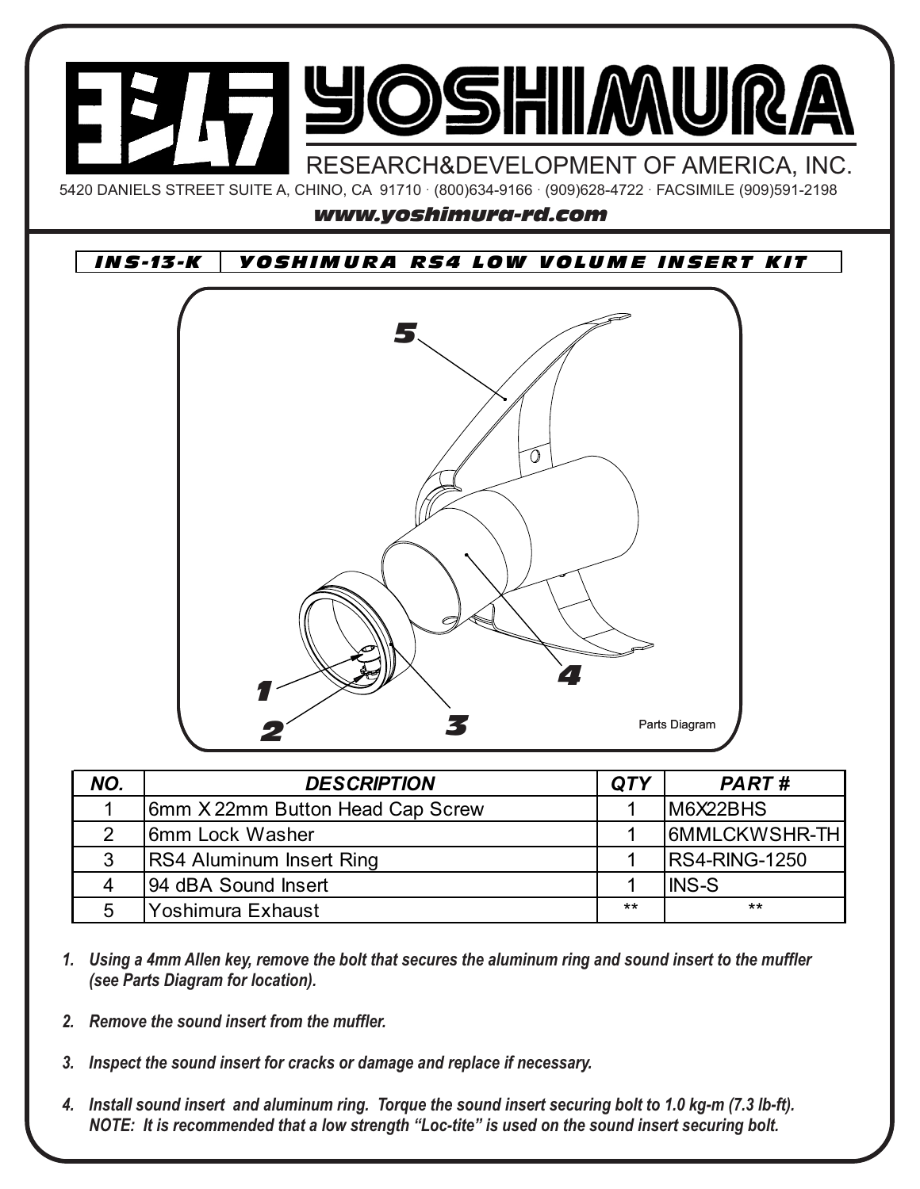# YOSHIMURA

RESEARCH&DEVELOPMENT OF AMERICA, INC.

5420 DANIELS STREET SUITE A, CHINO, CA 91710 · (800)634-9166 · (909)628-4722 · FACSIMILE (909)591-2198

***www.yoshimura-rd.com***

## INS-13-K | YOSHIMURA RS4 LOW VOLUME INSERT KIT

5

4

1

2

3

Parts Diagram

| NO. | DESCRIPTION | QTY | PART # |
|---|---|---|---|
| 1 | 6mm X 22mm Button Head Cap Screw | 1 | M6X22BHS |
| 2 | 6mm Lock Washer | 1 | 6MMLCKWSHR-TH |
| 3 | RS4 Aluminum Insert Ring | 1 | RS4-RING-1250 |
| 4 | 94 dBA Sound Insert | 1 | INS-S |
| 5 | Yoshimura Exhaust | ** | ** |

1. ***Using a 4mm Allen key, remove the bolt that secures the aluminum ring and sound insert to the muffler (see Parts Diagram for location).***

2. ***Remove the sound insert from the muffler.***

3. ***Inspect the sound insert for cracks or damage and replace if necessary.***

4. ***Install sound insert and aluminum ring. Torque the sound insert securing bolt to 1.0 kg-m (7.3 lb-ft). NOTE: It is recommended that a low strength "Loc-tite" is used on the sound insert securing bolt.***